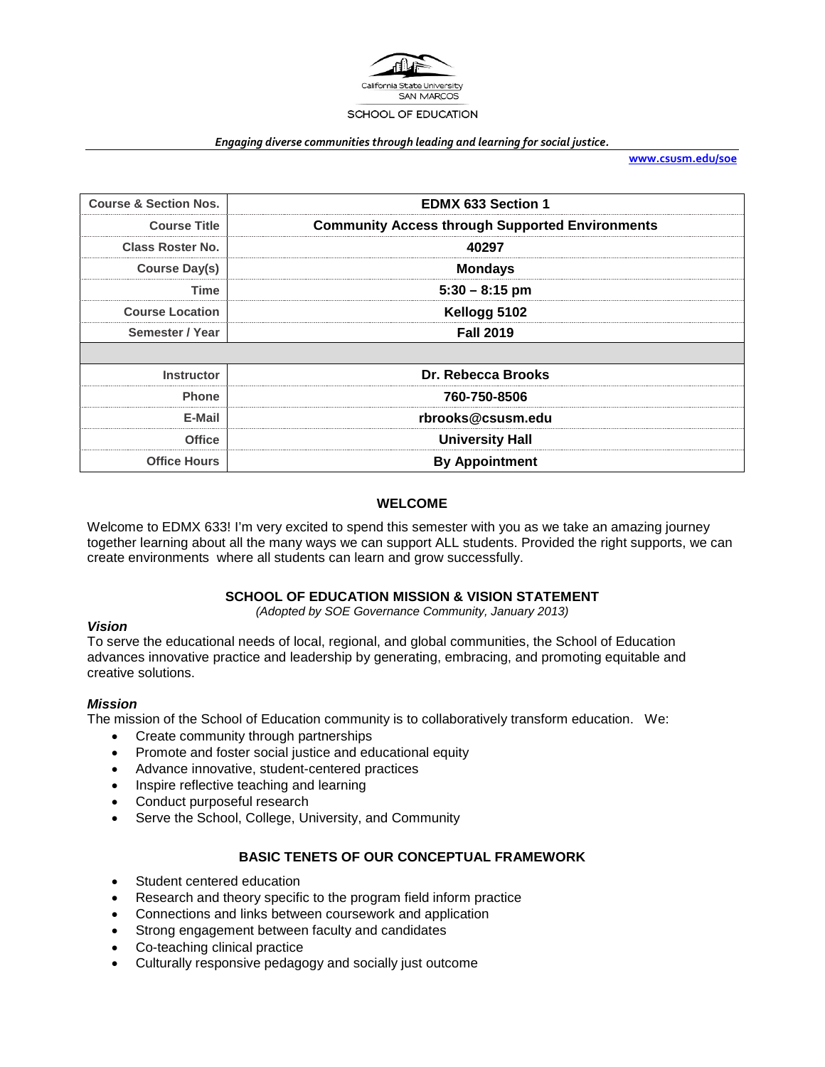California State University SAN MARCOS

SCHOOL OF EDUCATION

***Engaging diverse communities through leading and learning for social justice.***

**www.csusm.edu/soe**

| Course & Section Nos. | EDMX 633 Section 1 |
|---|---|
| Course Title | Community Access through Supported Environments |
| Class Roster No. | 40297 |
| Course Day(s) | Mondays |
| Time | 5:30 – 8:15 pm |
| Course Location | Kellogg 5102 |
| Semester / Year | Fall 2019 |
| | |
| Instructor | Dr. Rebecca Brooks |
| Phone | 760-750-8506 |
| E-Mail | rbrooks@csusm.edu |
| Office | University Hall |
| Office Hours | By Appointment |

## WELCOME

Welcome to EDMX 633! I'm very excited to spend this semester with you as we take an amazing journey together learning about all the many ways we can support ALL students. Provided the right supports, we can create environments where all students can learn and grow successfully.

## SCHOOL OF EDUCATION MISSION & VISION STATEMENT

*(Adopted by SOE Governance Community, January 2013)*

***Vision***

To serve the educational needs of local, regional, and global communities, the School of Education advances innovative practice and leadership by generating, embracing, and promoting equitable and creative solutions.

***Mission***

The mission of the School of Education community is to collaboratively transform education. We:

- Create community through partnerships
- Promote and foster social justice and educational equity
- Advance innovative, student-centered practices
- Inspire reflective teaching and learning
- Conduct purposeful research
- Serve the School, College, University, and Community

## BASIC TENETS OF OUR CONCEPTUAL FRAMEWORK

- Student centered education
- Research and theory specific to the program field inform practice
- Connections and links between coursework and application
- Strong engagement between faculty and candidates
- Co-teaching clinical practice
- Culturally responsive pedagogy and socially just outcome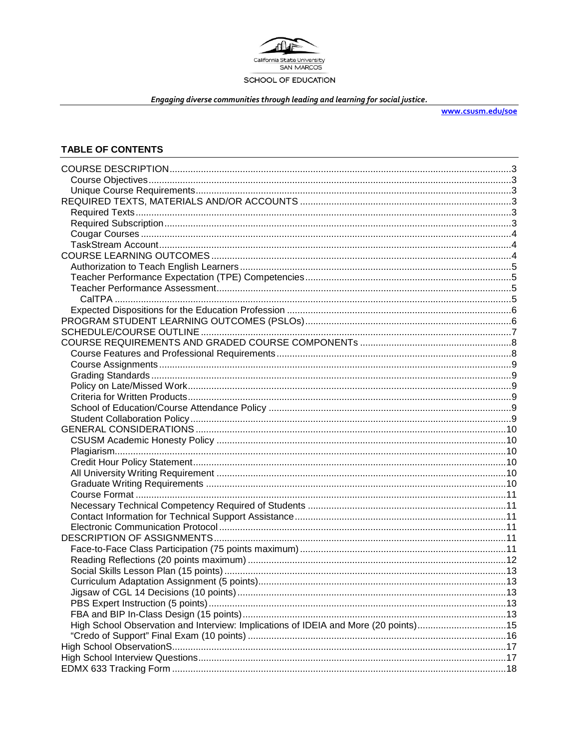California State University SAN MARCOS

SCHOOL OF EDUCATION

*Engaging diverse communities through leading and learning for social justice.*

www.csusm.edu/soe

## TABLE OF CONTENTS

- COURSE DESCRIPTION ..... 3
  - Course Objectives ..... 3
  - Unique Course Requirements ..... 3
- REQUIRED TEXTS, MATERIALS AND/OR ACCOUNTS ..... 3
  - Required Texts ..... 3
  - Required Subscription ..... 3
  - Cougar Courses ..... 4
  - TaskStream Account ..... 4
- COURSE LEARNING OUTCOMES ..... 4
  - Authorization to Teach English Learners ..... 5
  - Teacher Performance Expectation (TPE) Competencies ..... 5
  - Teacher Performance Assessment ..... 5
    - CalTPA ..... 5
  - Expected Dispositions for the Education Profession ..... 6
- PROGRAM STUDENT LEARNING OUTCOMES (PSLOs) ..... 6
- SCHEDULE/COURSE OUTLINE ..... 7
- COURSE REQUIREMENTS AND GRADED COURSE COMPONENTs ..... 8
  - Course Features and Professional Requirements ..... 8
  - Course Assignments ..... 9
  - Grading Standards ..... 9
  - Policy on Late/Missed Work ..... 9
  - Criteria for Written Products ..... 9
  - School of Education/Course Attendance Policy ..... 9
  - Student Collaboration Policy ..... 9
- GENERAL CONSIDERATIONS ..... 10
  - CSUSM Academic Honesty Policy ..... 10
  - Plagiarism ..... 10
  - Credit Hour Policy Statement ..... 10
  - All University Writing Requirement ..... 10
  - Graduate Writing Requirements ..... 10
  - Course Format ..... 11
  - Necessary Technical Competency Required of Students ..... 11
  - Contact Information for Technical Support Assistance ..... 11
  - Electronic Communication Protocol ..... 11
- DESCRIPTION OF ASSIGNMENTS ..... 11
  - Face-to-Face Class Participation (75 points maximum) ..... 11
  - Reading Reflections (20 points maximum) ..... 12
  - Social Skills Lesson Plan (15 points) ..... 13
  - Curriculum Adaptation Assignment (5 points) ..... 13
  - Jigsaw of CGL 14 Decisions (10 points) ..... 13
  - PBS Expert Instruction (5 points) ..... 13
  - FBA and BIP In-Class Design (15 points) ..... 13
  - High School Observation and Interview: Implications of IDEIA and More (20 points) ..... 15
  - "Credo of Support" Final Exam (10 points) ..... 16
- High School ObservationS ..... 17
- High School Interview Questions ..... 17
- EDMX 633 Tracking Form ..... 18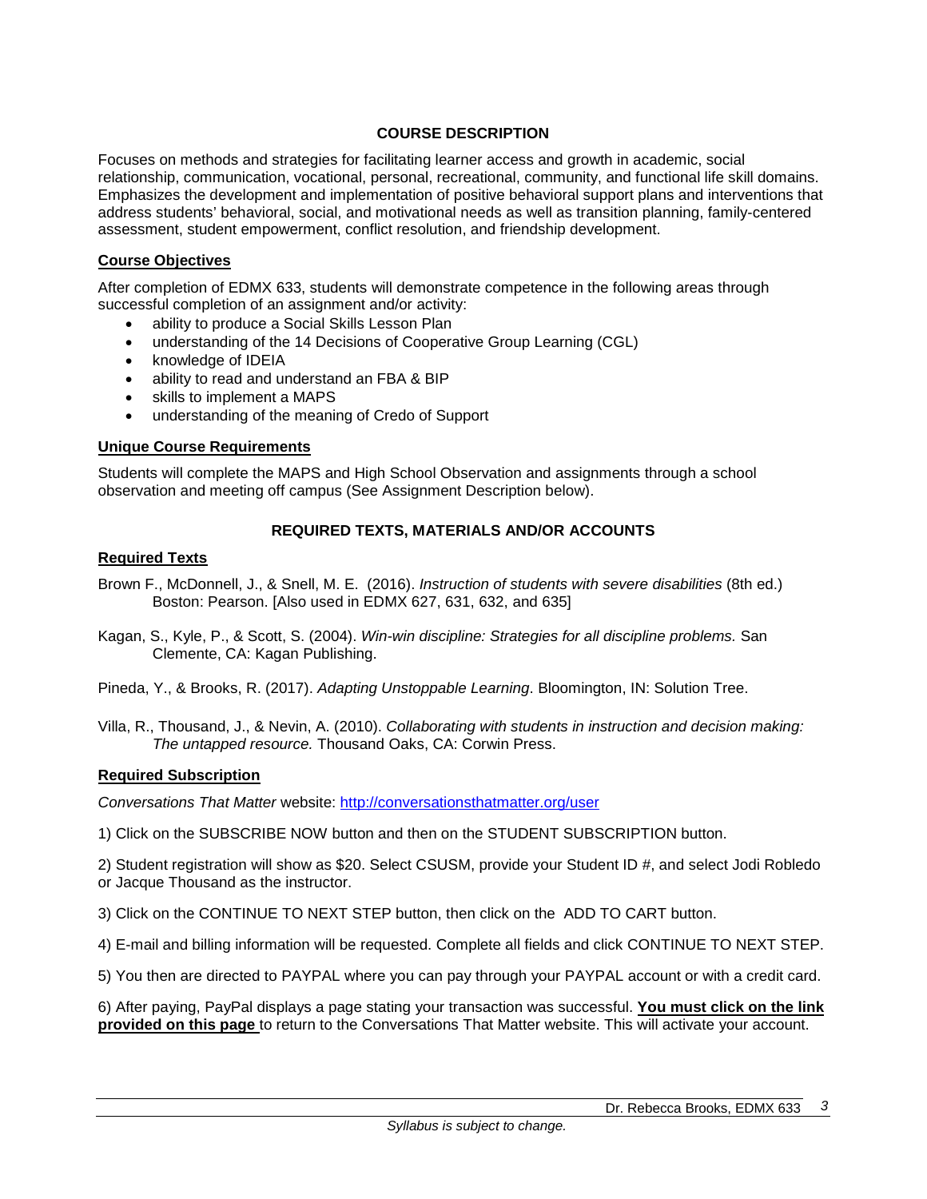## COURSE DESCRIPTION

Focuses on methods and strategies for facilitating learner access and growth in academic, social relationship, communication, vocational, personal, recreational, community, and functional life skill domains. Emphasizes the development and implementation of positive behavioral support plans and interventions that address students' behavioral, social, and motivational needs as well as transition planning, family-centered assessment, student empowerment, conflict resolution, and friendship development.

### Course Objectives

After completion of EDMX 633, students will demonstrate competence in the following areas through successful completion of an assignment and/or activity:

- ability to produce a Social Skills Lesson Plan
- understanding of the 14 Decisions of Cooperative Group Learning (CGL)
- knowledge of IDEIA
- ability to read and understand an FBA & BIP
- skills to implement a MAPS
- understanding of the meaning of Credo of Support

### Unique Course Requirements

Students will complete the MAPS and High School Observation and assignments through a school observation and meeting off campus (See Assignment Description below).

## REQUIRED TEXTS, MATERIALS AND/OR ACCOUNTS

### Required Texts

Brown F., McDonnell, J., & Snell, M. E. (2016). *Instruction of students with severe disabilities* (8th ed.) Boston: Pearson. [Also used in EDMX 627, 631, 632, and 635]

Kagan, S., Kyle, P., & Scott, S. (2004). *Win-win discipline: Strategies for all discipline problems.* San Clemente, CA: Kagan Publishing.

Pineda, Y., & Brooks, R. (2017). *Adapting Unstoppable Learning*. Bloomington, IN: Solution Tree.

Villa, R., Thousand, J., & Nevin, A. (2010). *Collaborating with students in instruction and decision making: The untapped resource.* Thousand Oaks, CA: Corwin Press.

### Required Subscription

*Conversations That Matter* website: [http://conversationsthatmatter.org/user](http://conversationsthatmatter.org/user)

1) Click on the SUBSCRIBE NOW button and then on the STUDENT SUBSCRIPTION button.

2) Student registration will show as $20. Select CSUSM, provide your Student ID #, and select Jodi Robledo or Jacque Thousand as the instructor.

3) Click on the CONTINUE TO NEXT STEP button, then click on the ADD TO CART button.

4) E-mail and billing information will be requested. Complete all fields and click CONTINUE TO NEXT STEP.

5) You then are directed to PAYPAL where you can pay through your PAYPAL account or with a credit card.

6) After paying, PayPal displays a page stating your transaction was successful. **You must click on the link provided on this page** to return to the Conversations That Matter website. This will activate your account.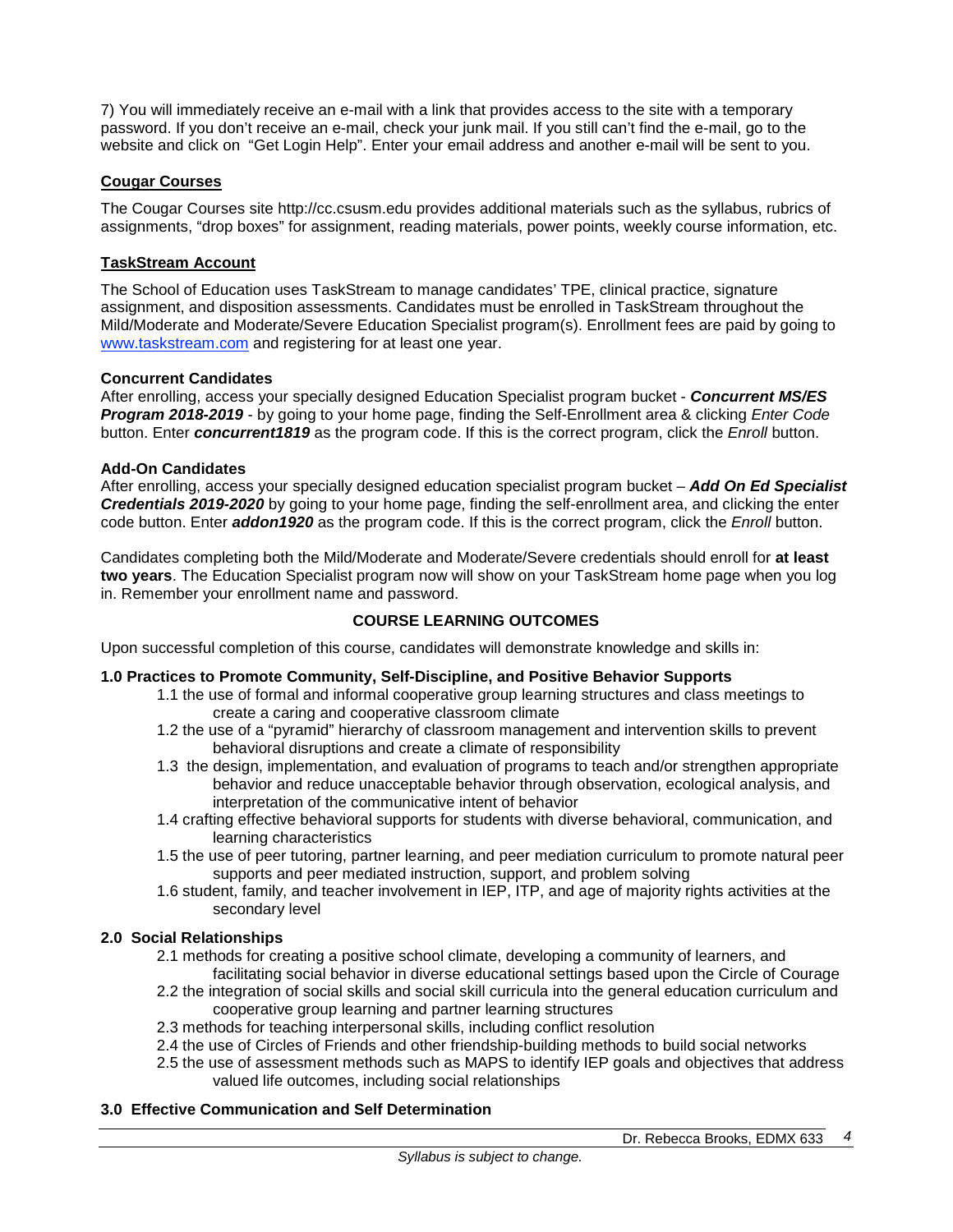7) You will immediately receive an e-mail with a link that provides access to the site with a temporary password. If you don't receive an e-mail, check your junk mail. If you still can't find the e-mail, go to the website and click on "Get Login Help". Enter your email address and another e-mail will be sent to you.

## Cougar Courses

The Cougar Courses site http://cc.csusm.edu provides additional materials such as the syllabus, rubrics of assignments, "drop boxes" for assignment, reading materials, power points, weekly course information, etc.

## TaskStream Account

The School of Education uses TaskStream to manage candidates' TPE, clinical practice, signature assignment, and disposition assessments. Candidates must be enrolled in TaskStream throughout the Mild/Moderate and Moderate/Severe Education Specialist program(s). Enrollment fees are paid by going to [www.taskstream.com](http://www.taskstream.com) and registering for at least one year.

**Concurrent Candidates**
After enrolling, access your specially designed Education Specialist program bucket - ***Concurrent MS/ES Program 2018-2019*** - by going to your home page, finding the Self-Enrollment area & clicking *Enter Code* button. Enter ***concurrent1819*** as the program code. If this is the correct program, click the *Enroll* button.

**Add-On Candidates**
After enrolling, access your specially designed education specialist program bucket – ***Add On Ed Specialist Credentials 2019-2020*** by going to your home page, finding the self-enrollment area, and clicking the enter code button. Enter ***addon1920*** as the program code. If this is the correct program, click the *Enroll* button.

Candidates completing both the Mild/Moderate and Moderate/Severe credentials should enroll for **at least two years**. The Education Specialist program now will show on your TaskStream home page when you log in. Remember your enrollment name and password.

## COURSE LEARNING OUTCOMES

Upon successful completion of this course, candidates will demonstrate knowledge and skills in:

**1.0 Practices to Promote Community, Self-Discipline, and Positive Behavior Supports**

- 1.1 the use of formal and informal cooperative group learning structures and class meetings to create a caring and cooperative classroom climate
- 1.2 the use of a "pyramid" hierarchy of classroom management and intervention skills to prevent behavioral disruptions and create a climate of responsibility
- 1.3 the design, implementation, and evaluation of programs to teach and/or strengthen appropriate behavior and reduce unacceptable behavior through observation, ecological analysis, and interpretation of the communicative intent of behavior
- 1.4 crafting effective behavioral supports for students with diverse behavioral, communication, and learning characteristics
- 1.5 the use of peer tutoring, partner learning, and peer mediation curriculum to promote natural peer supports and peer mediated instruction, support, and problem solving
- 1.6 student, family, and teacher involvement in IEP, ITP, and age of majority rights activities at the secondary level

**2.0 Social Relationships**

- 2.1 methods for creating a positive school climate, developing a community of learners, and facilitating social behavior in diverse educational settings based upon the Circle of Courage
- 2.2 the integration of social skills and social skill curricula into the general education curriculum and cooperative group learning and partner learning structures
- 2.3 methods for teaching interpersonal skills, including conflict resolution
- 2.4 the use of Circles of Friends and other friendship-building methods to build social networks
- 2.5 the use of assessment methods such as MAPS to identify IEP goals and objectives that address valued life outcomes, including social relationships

**3.0 Effective Communication and Self Determination**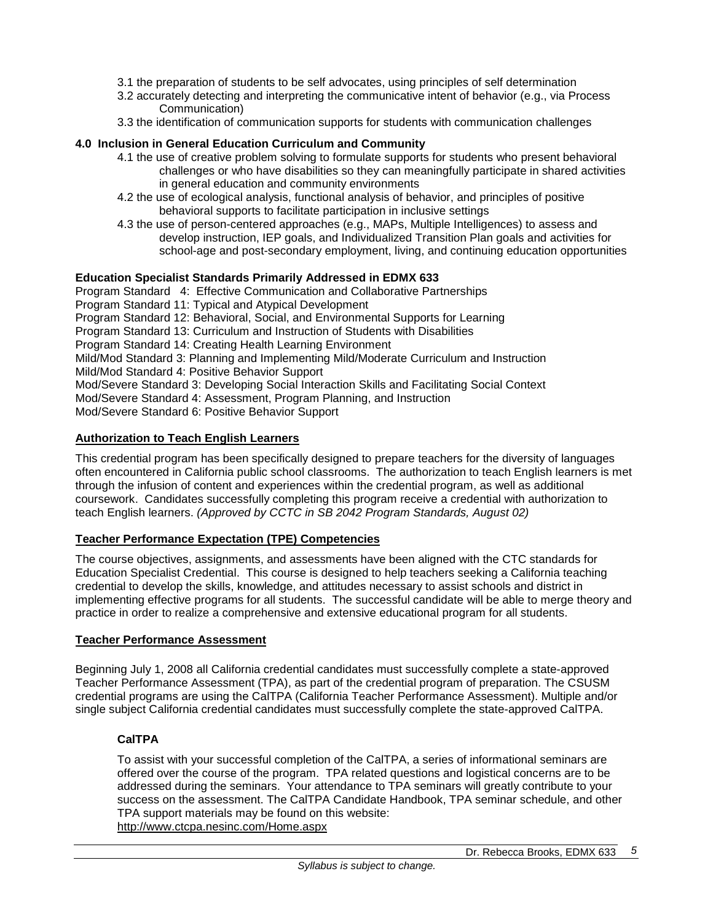3.1 the preparation of students to be self advocates, using principles of self determination

3.2 accurately detecting and interpreting the communicative intent of behavior (e.g., via Process Communication)

3.3 the identification of communication supports for students with communication challenges

**4.0 Inclusion in General Education Curriculum and Community**

4.1 the use of creative problem solving to formulate supports for students who present behavioral challenges or who have disabilities so they can meaningfully participate in shared activities in general education and community environments

4.2 the use of ecological analysis, functional analysis of behavior, and principles of positive behavioral supports to facilitate participation in inclusive settings

4.3 the use of person-centered approaches (e.g., MAPs, Multiple Intelligences) to assess and develop instruction, IEP goals, and Individualized Transition Plan goals and activities for school-age and post-secondary employment, living, and continuing education opportunities

**Education Specialist Standards Primarily Addressed in EDMX 633**

Program Standard 4: Effective Communication and Collaborative Partnerships
Program Standard 11: Typical and Atypical Development
Program Standard 12: Behavioral, Social, and Environmental Supports for Learning
Program Standard 13: Curriculum and Instruction of Students with Disabilities
Program Standard 14: Creating Health Learning Environment
Mild/Mod Standard 3: Planning and Implementing Mild/Moderate Curriculum and Instruction
Mild/Mod Standard 4: Positive Behavior Support
Mod/Severe Standard 3: Developing Social Interaction Skills and Facilitating Social Context
Mod/Severe Standard 4: Assessment, Program Planning, and Instruction
Mod/Severe Standard 6: Positive Behavior Support

## Authorization to Teach English Learners

This credential program has been specifically designed to prepare teachers for the diversity of languages often encountered in California public school classrooms. The authorization to teach English learners is met through the infusion of content and experiences within the credential program, as well as additional coursework. Candidates successfully completing this program receive a credential with authorization to teach English learners. *(Approved by CCTC in SB 2042 Program Standards, August 02)*

## Teacher Performance Expectation (TPE) Competencies

The course objectives, assignments, and assessments have been aligned with the CTC standards for Education Specialist Credential. This course is designed to help teachers seeking a California teaching credential to develop the skills, knowledge, and attitudes necessary to assist schools and district in implementing effective programs for all students. The successful candidate will be able to merge theory and practice in order to realize a comprehensive and extensive educational program for all students.

## Teacher Performance Assessment

Beginning July 1, 2008 all California credential candidates must successfully complete a state-approved Teacher Performance Assessment (TPA), as part of the credential program of preparation. The CSUSM credential programs are using the CalTPA (California Teacher Performance Assessment). Multiple and/or single subject California credential candidates must successfully complete the state-approved CalTPA.

### CalTPA

To assist with your successful completion of the CalTPA, a series of informational seminars are offered over the course of the program. TPA related questions and logistical concerns are to be addressed during the seminars. Your attendance to TPA seminars will greatly contribute to your success on the assessment. The CalTPA Candidate Handbook, TPA seminar schedule, and other TPA support materials may be found on this website:
http://www.ctcpa.nesinc.com/Home.aspx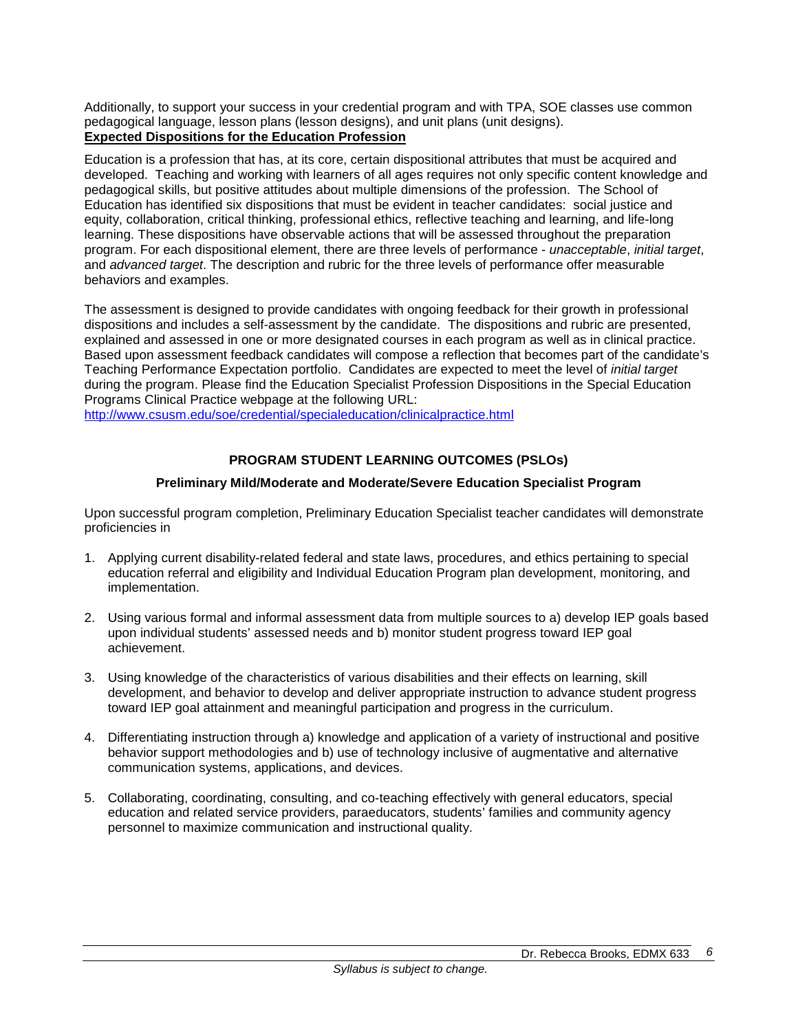Additionally, to support your success in your credential program and with TPA, SOE classes use common pedagogical language, lesson plans (lesson designs), and unit plans (unit designs).

**Expected Dispositions for the Education Profession**

Education is a profession that has, at its core, certain dispositional attributes that must be acquired and developed. Teaching and working with learners of all ages requires not only specific content knowledge and pedagogical skills, but positive attitudes about multiple dimensions of the profession. The School of Education has identified six dispositions that must be evident in teacher candidates: social justice and equity, collaboration, critical thinking, professional ethics, reflective teaching and learning, and life-long learning. These dispositions have observable actions that will be assessed throughout the preparation program. For each dispositional element, there are three levels of performance - *unacceptable*, *initial target*, and *advanced target*. The description and rubric for the three levels of performance offer measurable behaviors and examples.

The assessment is designed to provide candidates with ongoing feedback for their growth in professional dispositions and includes a self-assessment by the candidate. The dispositions and rubric are presented, explained and assessed in one or more designated courses in each program as well as in clinical practice. Based upon assessment feedback candidates will compose a reflection that becomes part of the candidate's Teaching Performance Expectation portfolio. Candidates are expected to meet the level of *initial target* during the program. Please find the Education Specialist Profession Dispositions in the Special Education Programs Clinical Practice webpage at the following URL:
http://www.csusm.edu/soe/credential/specialeducation/clinicalpractice.html

## PROGRAM STUDENT LEARNING OUTCOMES (PSLOs)

### Preliminary Mild/Moderate and Moderate/Severe Education Specialist Program

Upon successful program completion, Preliminary Education Specialist teacher candidates will demonstrate proficiencies in

1. Applying current disability-related federal and state laws, procedures, and ethics pertaining to special education referral and eligibility and Individual Education Program plan development, monitoring, and implementation.

2. Using various formal and informal assessment data from multiple sources to a) develop IEP goals based upon individual students' assessed needs and b) monitor student progress toward IEP goal achievement.

3. Using knowledge of the characteristics of various disabilities and their effects on learning, skill development, and behavior to develop and deliver appropriate instruction to advance student progress toward IEP goal attainment and meaningful participation and progress in the curriculum.

4. Differentiating instruction through a) knowledge and application of a variety of instructional and positive behavior support methodologies and b) use of technology inclusive of augmentative and alternative communication systems, applications, and devices.

5. Collaborating, coordinating, consulting, and co-teaching effectively with general educators, special education and related service providers, paraeducators, students' families and community agency personnel to maximize communication and instructional quality.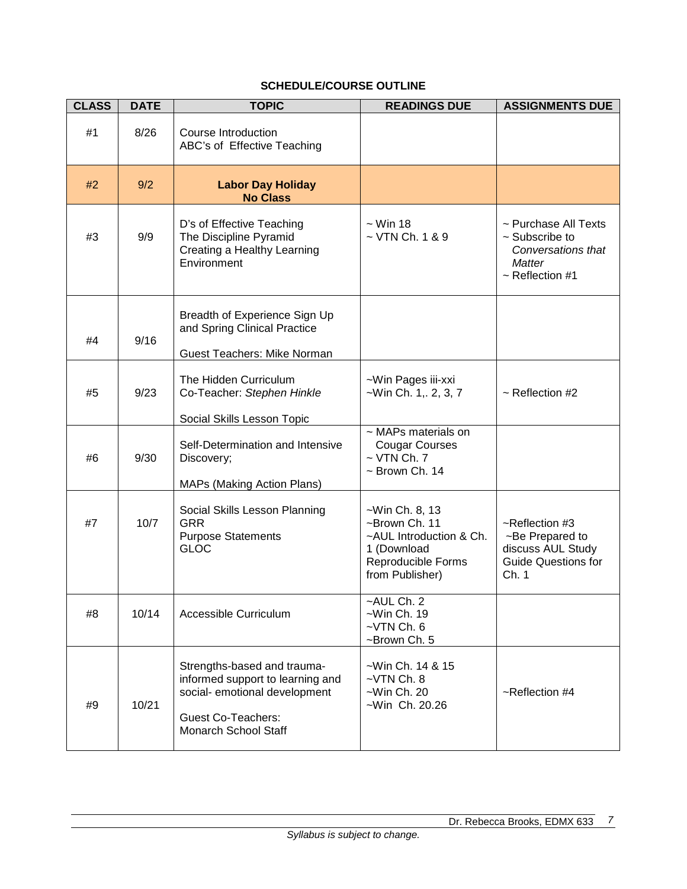**SCHEDULE/COURSE OUTLINE**

| CLASS | DATE | TOPIC | READINGS DUE | ASSIGNMENTS DUE |
|---|---|---|---|---|
| #1 | 8/26 | Course Introduction<br>ABC's of Effective Teaching | | |
| #2 | 9/2 | **Labor Day Holiday**<br>**No Class** | | |
| #3 | 9/9 | D's of Effective Teaching<br>The Discipline Pyramid<br>Creating a Healthy Learning Environment | ~ Win 18<br>~ VTN Ch. 1 & 9 | ~ Purchase All Texts<br>~ Subscribe to *Conversations that Matter*<br>~ Reflection #1 |
| #4 | 9/16 | Breadth of Experience Sign Up and Spring Clinical Practice<br><br>Guest Teachers: Mike Norman | | |
| #5 | 9/23 | The Hidden Curriculum<br>Co-Teacher: *Stephen Hinkle*<br><br>Social Skills Lesson Topic | ~Win Pages iii-xxi<br>~Win Ch. 1,. 2, 3, 7 | ~ Reflection #2 |
| #6 | 9/30 | Self-Determination and Intensive Discovery;<br><br>MAPs (Making Action Plans) | ~ MAPs materials on Cougar Courses<br>~ VTN Ch. 7<br>~ Brown Ch. 14 | |
| #7 | 10/7 | Social Skills Lesson Planning<br>GRR<br>Purpose Statements<br>GLOC | ~Win Ch. 8, 13<br>~Brown Ch. 11<br>~AUL Introduction & Ch. 1 (Download Reproducible Forms from Publisher) | ~Reflection #3<br>~Be Prepared to discuss AUL Study Guide Questions for Ch. 1 |
| #8 | 10/14 | Accessible Curriculum | ~AUL Ch. 2<br>~Win Ch. 19<br>~VTN Ch. 6<br>~Brown Ch. 5 | |
| #9 | 10/21 | Strengths-based and trauma-informed support to learning and social- emotional development<br><br>Guest Co-Teachers:<br>Monarch School Staff | ~Win Ch. 14 & 15<br>~VTN Ch. 8<br>~Win Ch. 20<br>~Win Ch. 20.26 | ~Reflection #4 |

*Syllabus is subject to change.*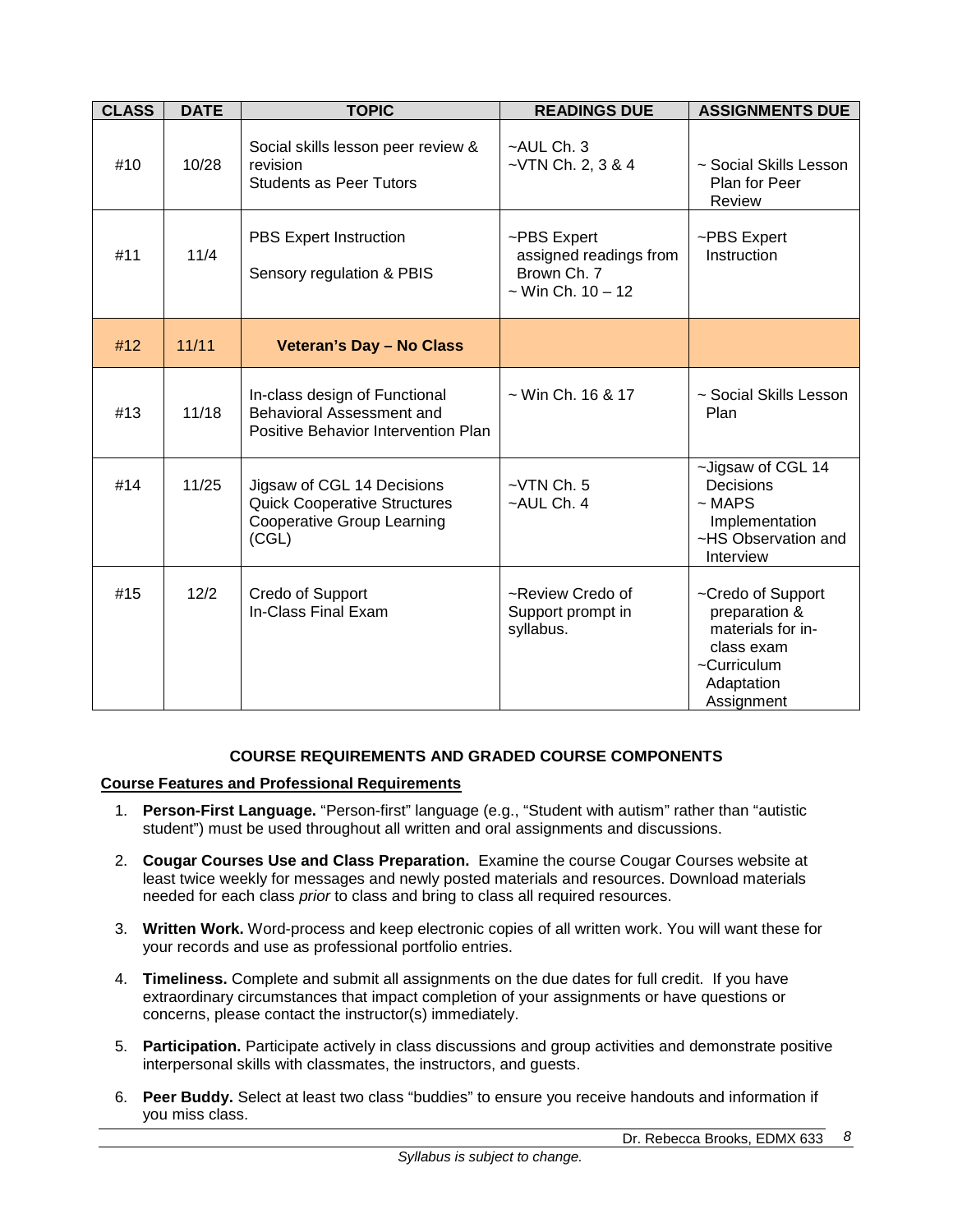| CLASS | DATE | TOPIC | READINGS DUE | ASSIGNMENTS DUE |
|---|---|---|---|---|
| #10 | 10/28 | Social skills lesson peer review & revision<br>Students as Peer Tutors | ~AUL Ch. 3<br>~VTN Ch. 2, 3 & 4 | ~ Social Skills Lesson Plan for Peer Review |
| #11 | 11/4 | PBS Expert Instruction<br><br>Sensory regulation & PBIS | ~PBS Expert assigned readings from Brown Ch. 7<br>~ Win Ch. 10 – 12 | ~PBS Expert Instruction |
| #12 | 11/11 | **Veteran's Day – No Class** | | |
| #13 | 11/18 | In-class design of Functional Behavioral Assessment and Positive Behavior Intervention Plan | ~ Win Ch. 16 & 17 | ~ Social Skills Lesson Plan |
| #14 | 11/25 | Jigsaw of CGL 14 Decisions<br>Quick Cooperative Structures<br>Cooperative Group Learning (CGL) | ~VTN Ch. 5<br>~AUL Ch. 4 | ~Jigsaw of CGL 14 Decisions<br>~ MAPS Implementation<br>~HS Observation and Interview |
| #15 | 12/2 | Credo of Support<br>In-Class Final Exam | ~Review Credo of Support prompt in syllabus. | ~Credo of Support preparation & materials for in-class exam<br>~Curriculum Adaptation Assignment |

## COURSE REQUIREMENTS AND GRADED COURSE COMPONENTS

### Course Features and Professional Requirements

1. **Person-First Language.** "Person-first" language (e.g., "Student with autism" rather than "autistic student") must be used throughout all written and oral assignments and discussions.

2. **Cougar Courses Use and Class Preparation.** Examine the course Cougar Courses website at least twice weekly for messages and newly posted materials and resources. Download materials needed for each class *prior* to class and bring to class all required resources.

3. **Written Work.** Word-process and keep electronic copies of all written work. You will want these for your records and use as professional portfolio entries.

4. **Timeliness.** Complete and submit all assignments on the due dates for full credit. If you have extraordinary circumstances that impact completion of your assignments or have questions or concerns, please contact the instructor(s) immediately.

5. **Participation.** Participate actively in class discussions and group activities and demonstrate positive interpersonal skills with classmates, the instructors, and guests.

6. **Peer Buddy.** Select at least two class "buddies" to ensure you receive handouts and information if you miss class.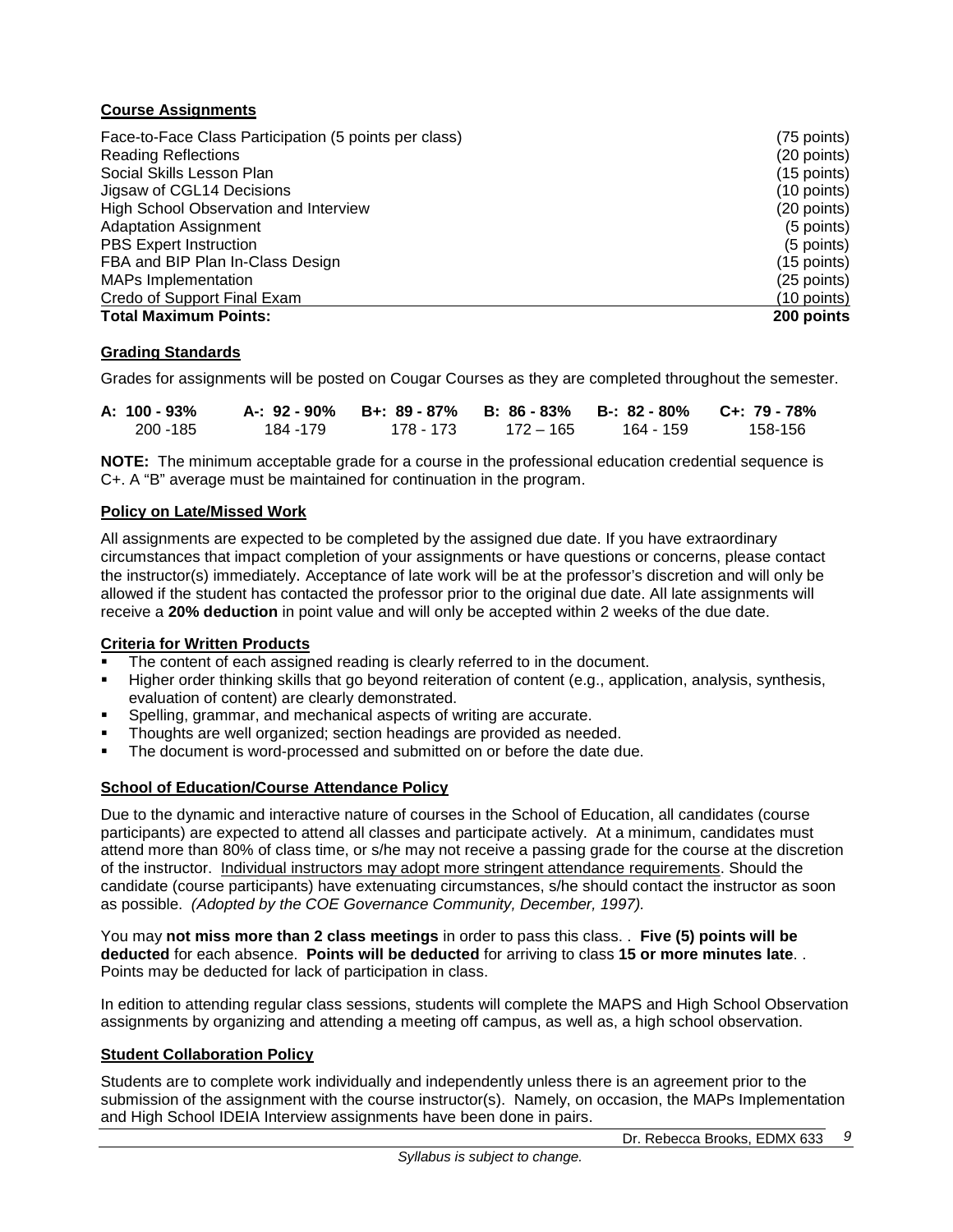**Course Assignments**

| | |
|---|---|
| Face-to-Face Class Participation (5 points per class) | (75 points) |
| Reading Reflections | (20 points) |
| Social Skills Lesson Plan | (15 points) |
| Jigsaw of CGL14 Decisions | (10 points) |
| High School Observation and Interview | (20 points) |
| Adaptation Assignment | (5 points) |
| PBS Expert Instruction | (5 points) |
| FBA and BIP Plan In-Class Design | (15 points) |
| MAPs Implementation | (25 points) |
| Credo of Support Final Exam | (10 points) |
| **Total Maximum Points:** | **200 points** |

**Grading Standards**

Grades for assignments will be posted on Cougar Courses as they are completed throughout the semester.

| **A: 100 - 93%** | **A-: 92 - 90%** | **B+: 89 - 87%** | **B: 86 - 83%** | **B-: 82 - 80%** | **C+: 79 - 78%** |
|---|---|---|---|---|---|
| 200 -185 | 184 -179 | 178 - 173 | 172 – 165 | 164 - 159 | 158-156 |

**NOTE:** The minimum acceptable grade for a course in the professional education credential sequence is C+. A "B" average must be maintained for continuation in the program.

**Policy on Late/Missed Work**

All assignments are expected to be completed by the assigned due date. If you have extraordinary circumstances that impact completion of your assignments or have questions or concerns, please contact the instructor(s) immediately. Acceptance of late work will be at the professor's discretion and will only be allowed if the student has contacted the professor prior to the original due date. All late assignments will receive a **20% deduction** in point value and will only be accepted within 2 weeks of the due date.

**Criteria for Written Products**

- The content of each assigned reading is clearly referred to in the document.
- Higher order thinking skills that go beyond reiteration of content (e.g., application, analysis, synthesis, evaluation of content) are clearly demonstrated.
- Spelling, grammar, and mechanical aspects of writing are accurate.
- Thoughts are well organized; section headings are provided as needed.
- The document is word-processed and submitted on or before the date due.

**School of Education/Course Attendance Policy**

Due to the dynamic and interactive nature of courses in the School of Education, all candidates (course participants) are expected to attend all classes and participate actively. At a minimum, candidates must attend more than 80% of class time, or s/he may not receive a passing grade for the course at the discretion of the instructor. Individual instructors may adopt more stringent attendance requirements. Should the candidate (course participants) have extenuating circumstances, s/he should contact the instructor as soon as possible. *(Adopted by the COE Governance Community, December, 1997).*

You may **not miss more than 2 class meetings** in order to pass this class. . **Five (5) points will be deducted** for each absence. **Points will be deducted** for arriving to class **15 or more minutes late**. . Points may be deducted for lack of participation in class.

In edition to attending regular class sessions, students will complete the MAPS and High School Observation assignments by organizing and attending a meeting off campus, as well as, a high school observation.

**Student Collaboration Policy**

Students are to complete work individually and independently unless there is an agreement prior to the submission of the assignment with the course instructor(s). Namely, on occasion, the MAPs Implementation and High School IDEIA Interview assignments have been done in pairs.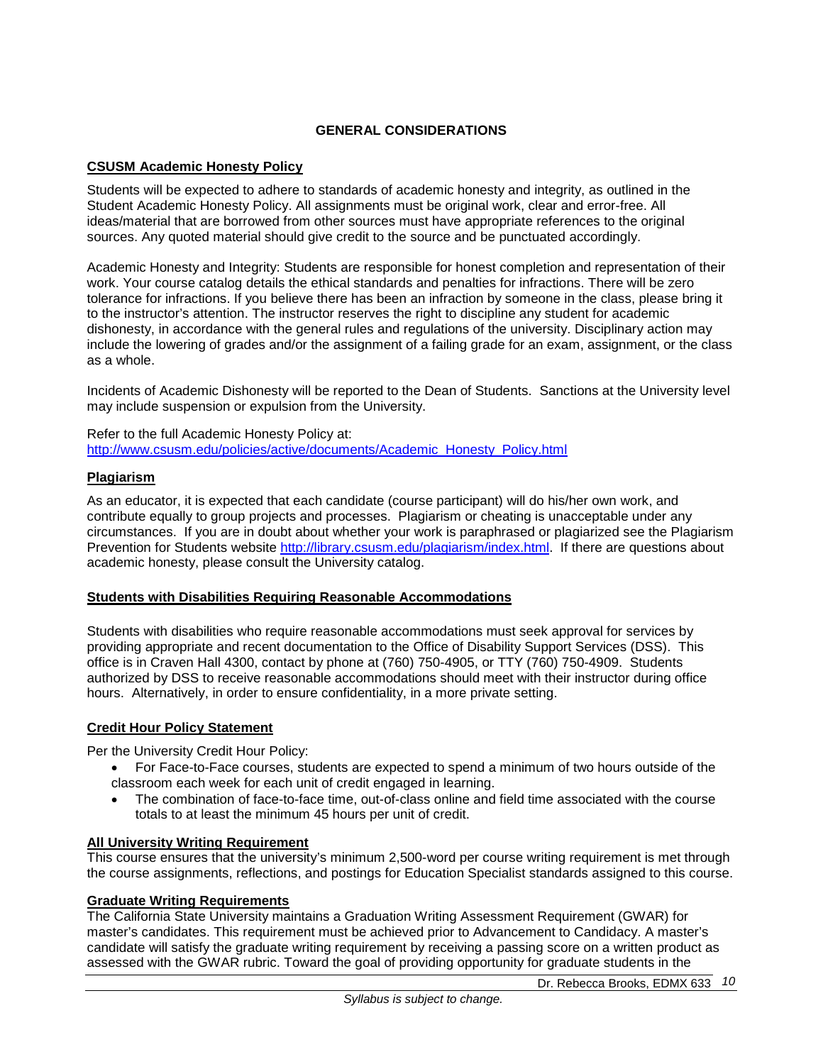## GENERAL CONSIDERATIONS

### CSUSM Academic Honesty Policy

Students will be expected to adhere to standards of academic honesty and integrity, as outlined in the Student Academic Honesty Policy. All assignments must be original work, clear and error-free. All ideas/material that are borrowed from other sources must have appropriate references to the original sources. Any quoted material should give credit to the source and be punctuated accordingly.

Academic Honesty and Integrity: Students are responsible for honest completion and representation of their work. Your course catalog details the ethical standards and penalties for infractions. There will be zero tolerance for infractions. If you believe there has been an infraction by someone in the class, please bring it to the instructor's attention. The instructor reserves the right to discipline any student for academic dishonesty, in accordance with the general rules and regulations of the university. Disciplinary action may include the lowering of grades and/or the assignment of a failing grade for an exam, assignment, or the class as a whole.

Incidents of Academic Dishonesty will be reported to the Dean of Students. Sanctions at the University level may include suspension or expulsion from the University.

Refer to the full Academic Honesty Policy at:
[http://www.csusm.edu/policies/active/documents/Academic_Honesty_Policy.html](http://www.csusm.edu/policies/active/documents/Academic_Honesty_Policy.html)

### Plagiarism

As an educator, it is expected that each candidate (course participant) will do his/her own work, and contribute equally to group projects and processes. Plagiarism or cheating is unacceptable under any circumstances. If you are in doubt about whether your work is paraphrased or plagiarized see the Plagiarism Prevention for Students website [http://library.csusm.edu/plagiarism/index.html](http://library.csusm.edu/plagiarism/index.html). If there are questions about academic honesty, please consult the University catalog.

### Students with Disabilities Requiring Reasonable Accommodations

Students with disabilities who require reasonable accommodations must seek approval for services by providing appropriate and recent documentation to the Office of Disability Support Services (DSS). This office is in Craven Hall 4300, contact by phone at (760) 750-4905, or TTY (760) 750-4909. Students authorized by DSS to receive reasonable accommodations should meet with their instructor during office hours. Alternatively, in order to ensure confidentiality, in a more private setting.

### Credit Hour Policy Statement

Per the University Credit Hour Policy:

- For Face-to-Face courses, students are expected to spend a minimum of two hours outside of the classroom each week for each unit of credit engaged in learning.
- The combination of face-to-face time, out-of-class online and field time associated with the course totals to at least the minimum 45 hours per unit of credit.

### All University Writing Requirement

This course ensures that the university's minimum 2,500-word per course writing requirement is met through the course assignments, reflections, and postings for Education Specialist standards assigned to this course.

### Graduate Writing Requirements

The California State University maintains a Graduation Writing Assessment Requirement (GWAR) for master's candidates. This requirement must be achieved prior to Advancement to Candidacy. A master's candidate will satisfy the graduate writing requirement by receiving a passing score on a written product as assessed with the GWAR rubric. Toward the goal of providing opportunity for graduate students in the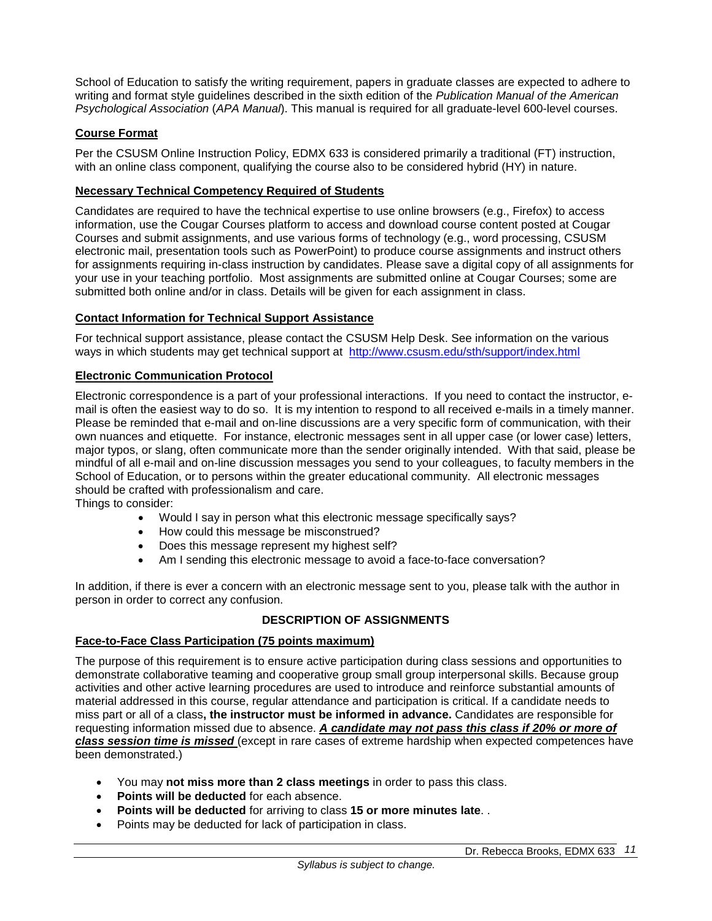School of Education to satisfy the writing requirement, papers in graduate classes are expected to adhere to writing and format style guidelines described in the sixth edition of the *Publication Manual of the American Psychological Association* (*APA Manual*). This manual is required for all graduate-level 600-level courses.

## Course Format

Per the CSUSM Online Instruction Policy, EDMX 633 is considered primarily a traditional (FT) instruction, with an online class component, qualifying the course also to be considered hybrid (HY) in nature.

## Necessary Technical Competency Required of Students

Candidates are required to have the technical expertise to use online browsers (e.g., Firefox) to access information, use the Cougar Courses platform to access and download course content posted at Cougar Courses and submit assignments, and use various forms of technology (e.g., word processing, CSUSM electronic mail, presentation tools such as PowerPoint) to produce course assignments and instruct others for assignments requiring in-class instruction by candidates. Please save a digital copy of all assignments for your use in your teaching portfolio. Most assignments are submitted online at Cougar Courses; some are submitted both online and/or in class. Details will be given for each assignment in class.

## Contact Information for Technical Support Assistance

For technical support assistance, please contact the CSUSM Help Desk. See information on the various ways in which students may get technical support at http://www.csusm.edu/sth/support/index.html

## Electronic Communication Protocol

Electronic correspondence is a part of your professional interactions. If you need to contact the instructor, e-mail is often the easiest way to do so. It is my intention to respond to all received e-mails in a timely manner. Please be reminded that e-mail and on-line discussions are a very specific form of communication, with their own nuances and etiquette. For instance, electronic messages sent in all upper case (or lower case) letters, major typos, or slang, often communicate more than the sender originally intended. With that said, please be mindful of all e-mail and on-line discussion messages you send to your colleagues, to faculty members in the School of Education, or to persons within the greater educational community. All electronic messages should be crafted with professionalism and care.

Things to consider:

- Would I say in person what this electronic message specifically says?
- How could this message be misconstrued?
- Does this message represent my highest self?
- Am I sending this electronic message to avoid a face-to-face conversation?

In addition, if there is ever a concern with an electronic message sent to you, please talk with the author in person in order to correct any confusion.

# DESCRIPTION OF ASSIGNMENTS

## Face-to-Face Class Participation (75 points maximum)

The purpose of this requirement is to ensure active participation during class sessions and opportunities to demonstrate collaborative teaming and cooperative group small group interpersonal skills. Because group activities and other active learning procedures are used to introduce and reinforce substantial amounts of material addressed in this course, regular attendance and participation is critical. If a candidate needs to miss part or all of a class**, the instructor must be informed in advance.** Candidates are responsible for requesting information missed due to absence. ***A candidate may not pass this class if 20% or more of class session time is missed*** (except in rare cases of extreme hardship when expected competences have been demonstrated.)

- You may **not miss more than 2 class meetings** in order to pass this class.
- **Points will be deducted** for each absence.
- **Points will be deducted** for arriving to class **15 or more minutes late**. .
- Points may be deducted for lack of participation in class.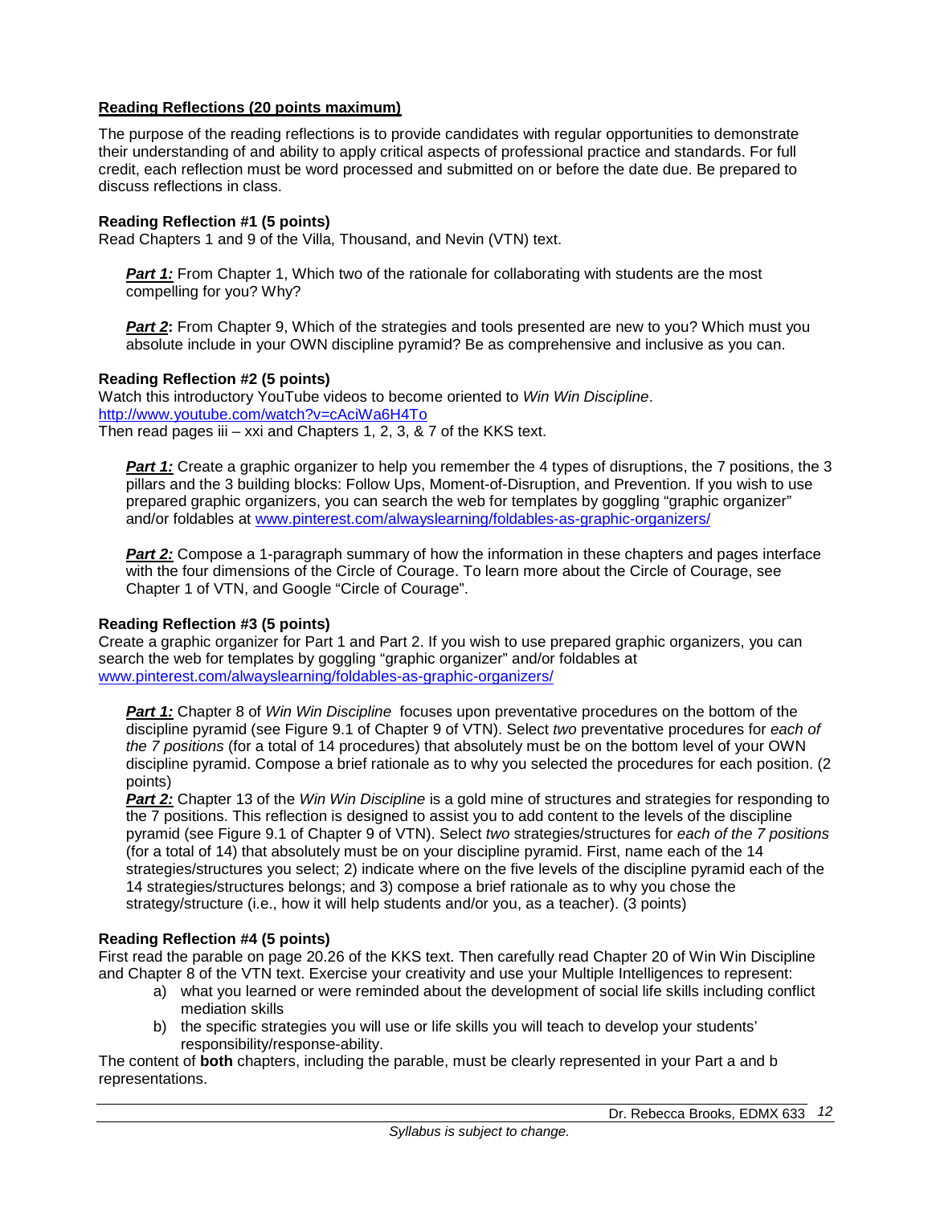**Reading Reflections (20 points maximum)**

The purpose of the reading reflections is to provide candidates with regular opportunities to demonstrate their understanding of and ability to apply critical aspects of professional practice and standards. For full credit, each reflection must be word processed and submitted on or before the date due. Be prepared to discuss reflections in class.

**Reading Reflection #1 (5 points)**
Read Chapters 1 and 9 of the Villa, Thousand, and Nevin (VTN) text.

> ***Part 1:*** From Chapter 1, Which two of the rationale for collaborating with students are the most compelling for you? Why?
>
> ***Part 2*:** From Chapter 9, Which of the strategies and tools presented are new to you? Which must you absolute include in your OWN discipline pyramid? Be as comprehensive and inclusive as you can.

**Reading Reflection #2 (5 points)**
Watch this introductory YouTube videos to become oriented to *Win Win Discipline*.
http://www.youtube.com/watch?v=cAciWa6H4To
Then read pages iii – xxi and Chapters 1, 2, 3, & 7 of the KKS text.

> ***Part 1:*** Create a graphic organizer to help you remember the 4 types of disruptions, the 7 positions, the 3 pillars and the 3 building blocks: Follow Ups, Moment-of-Disruption, and Prevention. If you wish to use prepared graphic organizers, you can search the web for templates by goggling "graphic organizer" and/or foldables at www.pinterest.com/alwayslearning/foldables-as-graphic-organizers/
>
> ***Part 2:*** Compose a 1-paragraph summary of how the information in these chapters and pages interface with the four dimensions of the Circle of Courage. To learn more about the Circle of Courage, see Chapter 1 of VTN, and Google "Circle of Courage".

**Reading Reflection #3 (5 points)**
Create a graphic organizer for Part 1 and Part 2. If you wish to use prepared graphic organizers, you can search the web for templates by goggling "graphic organizer" and/or foldables at www.pinterest.com/alwayslearning/foldables-as-graphic-organizers/

> ***Part 1:*** Chapter 8 of *Win Win Discipline* focuses upon preventative procedures on the bottom of the discipline pyramid (see Figure 9.1 of Chapter 9 of VTN). Select *two* preventative procedures for *each of the 7 positions* (for a total of 14 procedures) that absolutely must be on the bottom level of your OWN discipline pyramid. Compose a brief rationale as to why you selected the procedures for each position. (2 points)
>
> ***Part 2:*** Chapter 13 of the *Win Win Discipline* is a gold mine of structures and strategies for responding to the 7 positions. This reflection is designed to assist you to add content to the levels of the discipline pyramid (see Figure 9.1 of Chapter 9 of VTN). Select *two* strategies/structures for *each of the 7 positions* (for a total of 14) that absolutely must be on your discipline pyramid. First, name each of the 14 strategies/structures you select; 2) indicate where on the five levels of the discipline pyramid each of the 14 strategies/structures belongs; and 3) compose a brief rationale as to why you chose the strategy/structure (i.e., how it will help students and/or you, as a teacher). (3 points)

**Reading Reflection #4 (5 points)**
First read the parable on page 20.26 of the KKS text. Then carefully read Chapter 20 of Win Win Discipline and Chapter 8 of the VTN text. Exercise your creativity and use your Multiple Intelligences to represent:

a) what you learned or were reminded about the development of social life skills including conflict mediation skills
b) the specific strategies you will use or life skills you will teach to develop your students' responsibility/response-ability.

The content of **both** chapters, including the parable, must be clearly represented in your Part a and b representations.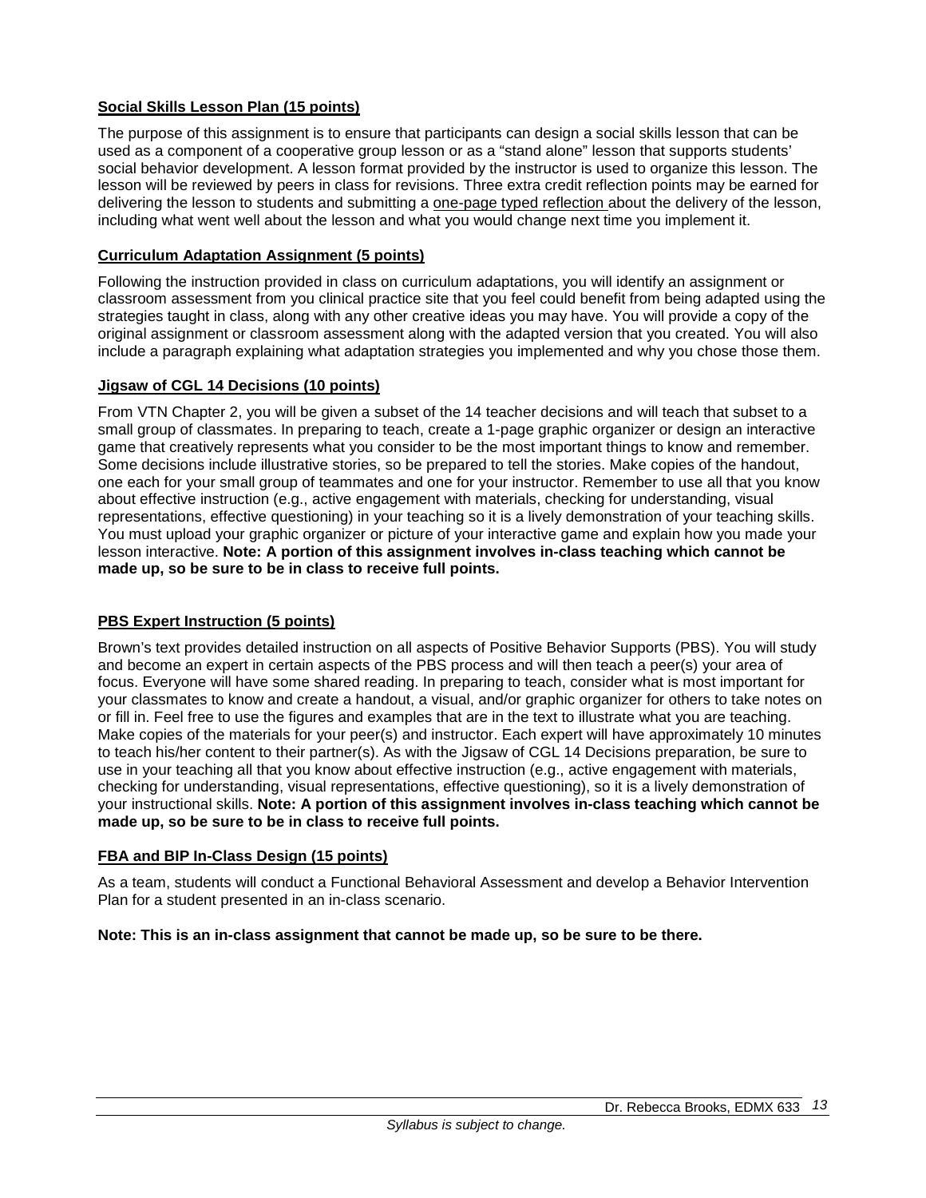**Social Skills Lesson Plan (15 points)**

The purpose of this assignment is to ensure that participants can design a social skills lesson that can be used as a component of a cooperative group lesson or as a "stand alone" lesson that supports students' social behavior development. A lesson format provided by the instructor is used to organize this lesson. The lesson will be reviewed by peers in class for revisions. Three extra credit reflection points may be earned for delivering the lesson to students and submitting a one-page typed reflection about the delivery of the lesson, including what went well about the lesson and what you would change next time you implement it.

**Curriculum Adaptation Assignment (5 points)**

Following the instruction provided in class on curriculum adaptations, you will identify an assignment or classroom assessment from you clinical practice site that you feel could benefit from being adapted using the strategies taught in class, along with any other creative ideas you may have. You will provide a copy of the original assignment or classroom assessment along with the adapted version that you created. You will also include a paragraph explaining what adaptation strategies you implemented and why you chose those them.

**Jigsaw of CGL 14 Decisions (10 points)**

From VTN Chapter 2, you will be given a subset of the 14 teacher decisions and will teach that subset to a small group of classmates. In preparing to teach, create a 1-page graphic organizer or design an interactive game that creatively represents what you consider to be the most important things to know and remember. Some decisions include illustrative stories, so be prepared to tell the stories. Make copies of the handout, one each for your small group of teammates and one for your instructor. Remember to use all that you know about effective instruction (e.g., active engagement with materials, checking for understanding, visual representations, effective questioning) in your teaching so it is a lively demonstration of your teaching skills. You must upload your graphic organizer or picture of your interactive game and explain how you made your lesson interactive. **Note: A portion of this assignment involves in-class teaching which cannot be made up, so be sure to be in class to receive full points.**

**PBS Expert Instruction (5 points)**

Brown's text provides detailed instruction on all aspects of Positive Behavior Supports (PBS). You will study and become an expert in certain aspects of the PBS process and will then teach a peer(s) your area of focus. Everyone will have some shared reading. In preparing to teach, consider what is most important for your classmates to know and create a handout, a visual, and/or graphic organizer for others to take notes on or fill in. Feel free to use the figures and examples that are in the text to illustrate what you are teaching. Make copies of the materials for your peer(s) and instructor. Each expert will have approximately 10 minutes to teach his/her content to their partner(s). As with the Jigsaw of CGL 14 Decisions preparation, be sure to use in your teaching all that you know about effective instruction (e.g., active engagement with materials, checking for understanding, visual representations, effective questioning), so it is a lively demonstration of your instructional skills. **Note: A portion of this assignment involves in-class teaching which cannot be made up, so be sure to be in class to receive full points.**

**FBA and BIP In-Class Design (15 points)**

As a team, students will conduct a Functional Behavioral Assessment and develop a Behavior Intervention Plan for a student presented in an in-class scenario.

**Note: This is an in-class assignment that cannot be made up, so be sure to be there.**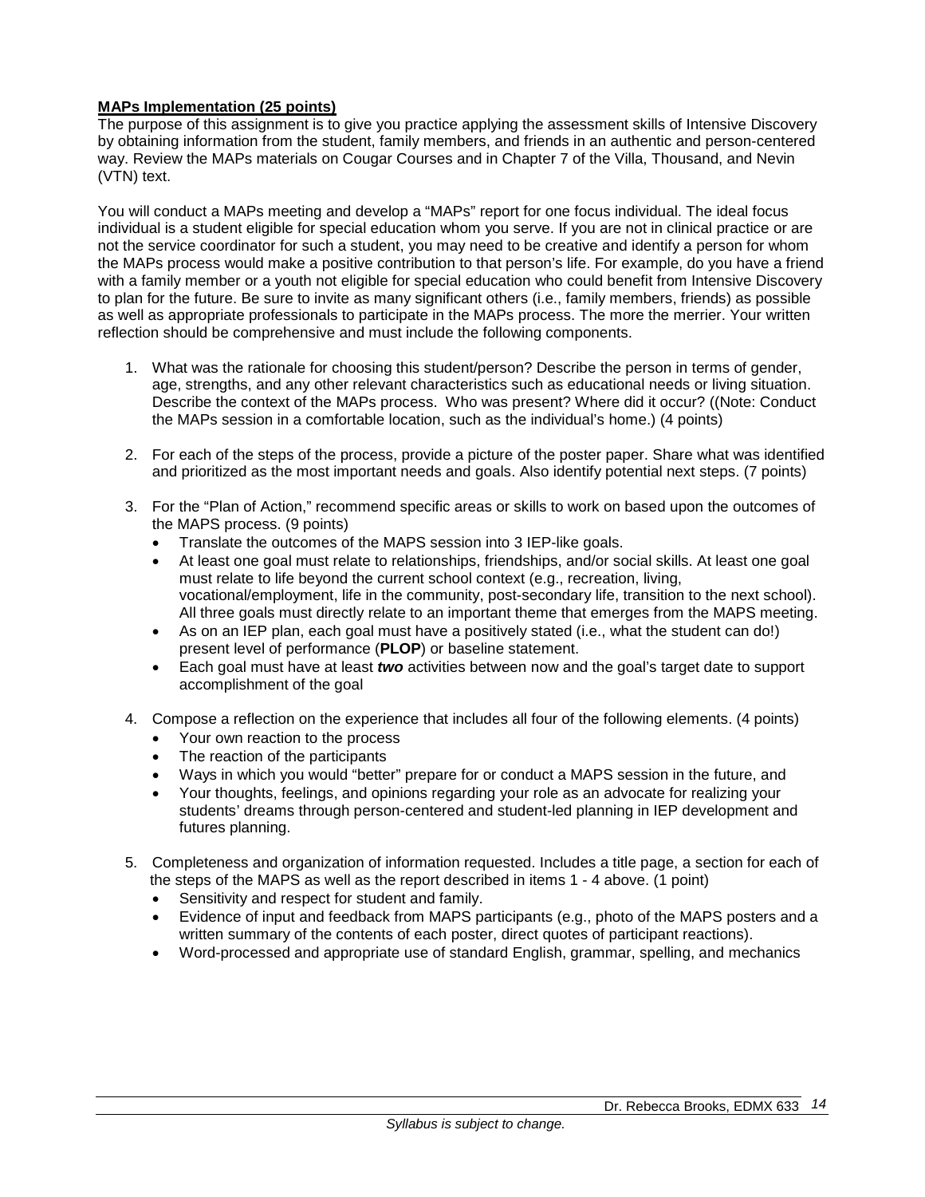**MAPs Implementation (25 points)**

The purpose of this assignment is to give you practice applying the assessment skills of Intensive Discovery by obtaining information from the student, family members, and friends in an authentic and person-centered way. Review the MAPs materials on Cougar Courses and in Chapter 7 of the Villa, Thousand, and Nevin (VTN) text.

You will conduct a MAPs meeting and develop a "MAPs" report for one focus individual. The ideal focus individual is a student eligible for special education whom you serve. If you are not in clinical practice or are not the service coordinator for such a student, you may need to be creative and identify a person for whom the MAPs process would make a positive contribution to that person's life. For example, do you have a friend with a family member or a youth not eligible for special education who could benefit from Intensive Discovery to plan for the future. Be sure to invite as many significant others (i.e., family members, friends) as possible as well as appropriate professionals to participate in the MAPs process. The more the merrier. Your written reflection should be comprehensive and must include the following components.

1. What was the rationale for choosing this student/person? Describe the person in terms of gender, age, strengths, and any other relevant characteristics such as educational needs or living situation. Describe the context of the MAPs process. Who was present? Where did it occur? ((Note: Conduct the MAPs session in a comfortable location, such as the individual's home.) (4 points)
2. For each of the steps of the process, provide a picture of the poster paper. Share what was identified and prioritized as the most important needs and goals. Also identify potential next steps. (7 points)
3. For the "Plan of Action," recommend specific areas or skills to work on based upon the outcomes of the MAPS process. (9 points)
   - Translate the outcomes of the MAPS session into 3 IEP-like goals.
   - At least one goal must relate to relationships, friendships, and/or social skills. At least one goal must relate to life beyond the current school context (e.g., recreation, living, vocational/employment, life in the community, post-secondary life, transition to the next school). All three goals must directly relate to an important theme that emerges from the MAPS meeting.
   - As on an IEP plan, each goal must have a positively stated (i.e., what the student can do!) present level of performance (**PLOP**) or baseline statement.
   - Each goal must have at least ***two*** activities between now and the goal's target date to support accomplishment of the goal
4. Compose a reflection on the experience that includes all four of the following elements. (4 points)
   - Your own reaction to the process
   - The reaction of the participants
   - Ways in which you would "better" prepare for or conduct a MAPS session in the future, and
   - Your thoughts, feelings, and opinions regarding your role as an advocate for realizing your students' dreams through person-centered and student-led planning in IEP development and futures planning.
5. Completeness and organization of information requested. Includes a title page, a section for each of the steps of the MAPS as well as the report described in items 1 - 4 above. (1 point)
   - Sensitivity and respect for student and family.
   - Evidence of input and feedback from MAPS participants (e.g., photo of the MAPS posters and a written summary of the contents of each poster, direct quotes of participant reactions).
   - Word-processed and appropriate use of standard English, grammar, spelling, and mechanics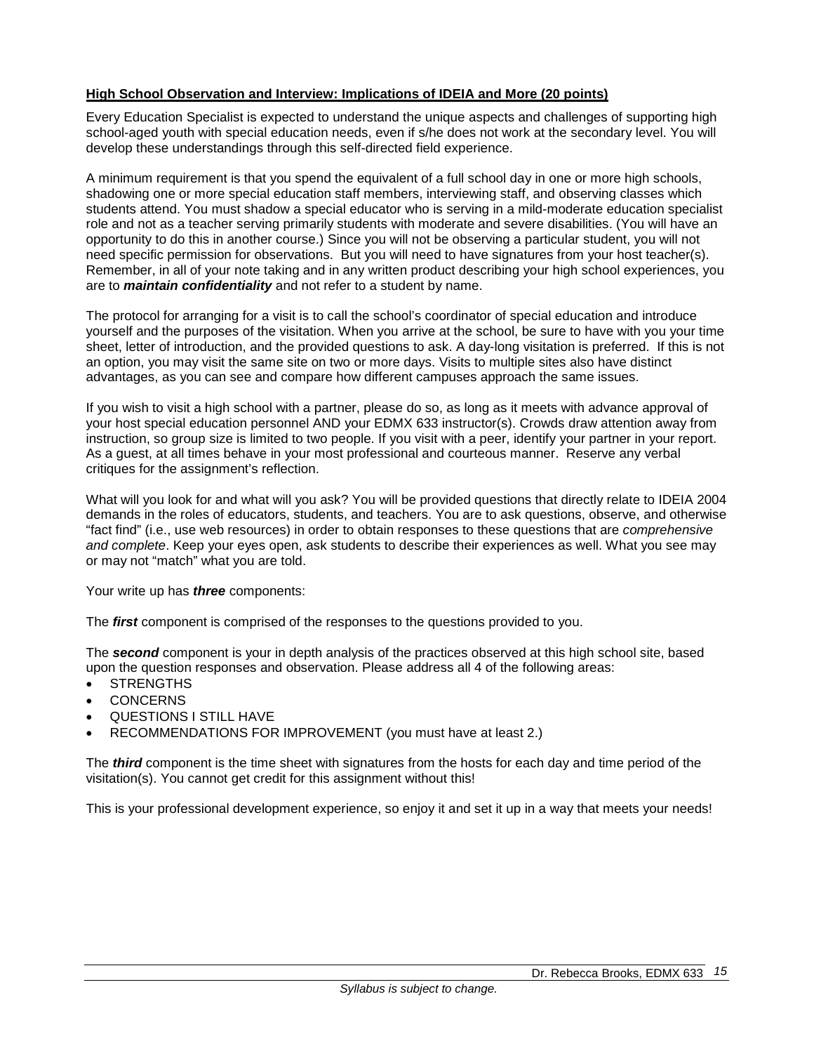**High School Observation and Interview: Implications of IDEIA and More (20 points)**

Every Education Specialist is expected to understand the unique aspects and challenges of supporting high school-aged youth with special education needs, even if s/he does not work at the secondary level. You will develop these understandings through this self-directed field experience.

A minimum requirement is that you spend the equivalent of a full school day in one or more high schools, shadowing one or more special education staff members, interviewing staff, and observing classes which students attend. You must shadow a special educator who is serving in a mild-moderate education specialist role and not as a teacher serving primarily students with moderate and severe disabilities. (You will have an opportunity to do this in another course.) Since you will not be observing a particular student, you will not need specific permission for observations. But you will need to have signatures from your host teacher(s). Remember, in all of your note taking and in any written product describing your high school experiences, you are to ***maintain confidentiality*** and not refer to a student by name.

The protocol for arranging for a visit is to call the school's coordinator of special education and introduce yourself and the purposes of the visitation. When you arrive at the school, be sure to have with you your time sheet, letter of introduction, and the provided questions to ask. A day-long visitation is preferred. If this is not an option, you may visit the same site on two or more days. Visits to multiple sites also have distinct advantages, as you can see and compare how different campuses approach the same issues.

If you wish to visit a high school with a partner, please do so, as long as it meets with advance approval of your host special education personnel AND your EDMX 633 instructor(s). Crowds draw attention away from instruction, so group size is limited to two people. If you visit with a peer, identify your partner in your report. As a guest, at all times behave in your most professional and courteous manner. Reserve any verbal critiques for the assignment's reflection.

What will you look for and what will you ask? You will be provided questions that directly relate to IDEIA 2004 demands in the roles of educators, students, and teachers. You are to ask questions, observe, and otherwise "fact find" (i.e., use web resources) in order to obtain responses to these questions that are *comprehensive and complete*. Keep your eyes open, ask students to describe their experiences as well. What you see may or may not "match" what you are told.

Your write up has ***three*** components:

The ***first*** component is comprised of the responses to the questions provided to you.

The ***second*** component is your in depth analysis of the practices observed at this high school site, based upon the question responses and observation. Please address all 4 of the following areas:

- STRENGTHS
- CONCERNS
- QUESTIONS I STILL HAVE
- RECOMMENDATIONS FOR IMPROVEMENT (you must have at least 2.)

The ***third*** component is the time sheet with signatures from the hosts for each day and time period of the visitation(s). You cannot get credit for this assignment without this!

This is your professional development experience, so enjoy it and set it up in a way that meets your needs!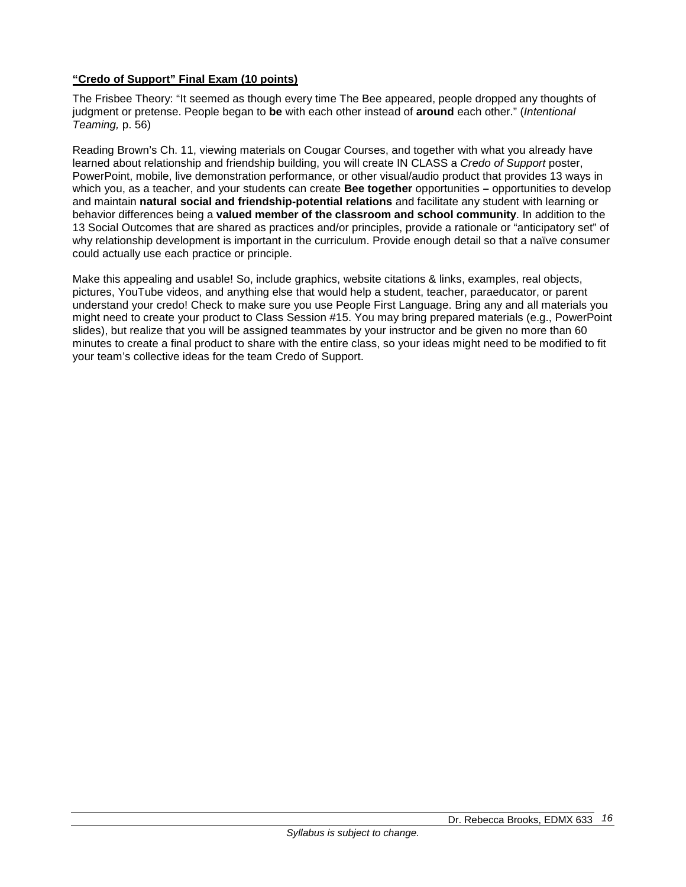**<u>"Credo of Support" Final Exam (10 points)</u>**

The Frisbee Theory: "It seemed as though every time The Bee appeared, people dropped any thoughts of judgment or pretense. People began to **be** with each other instead of **around** each other." (*Intentional Teaming,* p. 56)

Reading Brown's Ch. 11, viewing materials on Cougar Courses, and together with what you already have learned about relationship and friendship building, you will create IN CLASS a *Credo of Support* poster, PowerPoint, mobile, live demonstration performance, or other visual/audio product that provides 13 ways in which you, as a teacher, and your students can create **Bee together** opportunities **–** opportunities to develop and maintain **natural social and friendship-potential relations** and facilitate any student with learning or behavior differences being a **valued member of the classroom and school community**. In addition to the 13 Social Outcomes that are shared as practices and/or principles, provide a rationale or "anticipatory set" of why relationship development is important in the curriculum. Provide enough detail so that a naïve consumer could actually use each practice or principle.

Make this appealing and usable! So, include graphics, website citations & links, examples, real objects, pictures, YouTube videos, and anything else that would help a student, teacher, paraeducator, or parent understand your credo! Check to make sure you use People First Language. Bring any and all materials you might need to create your product to Class Session #15. You may bring prepared materials (e.g., PowerPoint slides), but realize that you will be assigned teammates by your instructor and be given no more than 60 minutes to create a final product to share with the entire class, so your ideas might need to be modified to fit your team's collective ideas for the team Credo of Support.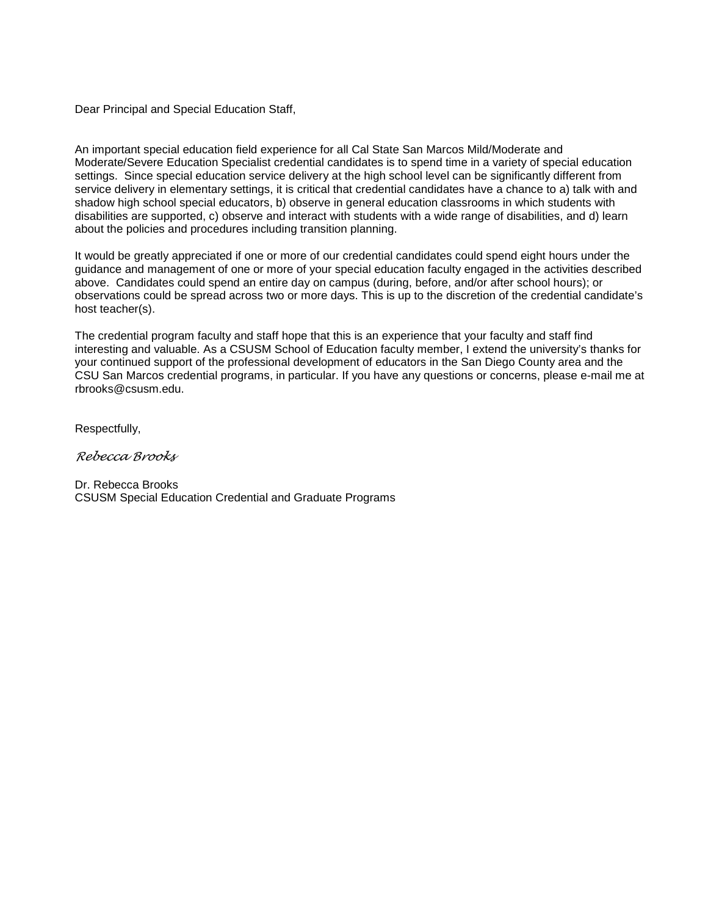Dear Principal and Special Education Staff,

An important special education field experience for all Cal State San Marcos Mild/Moderate and Moderate/Severe Education Specialist credential candidates is to spend time in a variety of special education settings. Since special education service delivery at the high school level can be significantly different from service delivery in elementary settings, it is critical that credential candidates have a chance to a) talk with and shadow high school special educators, b) observe in general education classrooms in which students with disabilities are supported, c) observe and interact with students with a wide range of disabilities, and d) learn about the policies and procedures including transition planning.

It would be greatly appreciated if one or more of our credential candidates could spend eight hours under the guidance and management of one or more of your special education faculty engaged in the activities described above. Candidates could spend an entire day on campus (during, before, and/or after school hours); or observations could be spread across two or more days. This is up to the discretion of the credential candidate's host teacher(s).

The credential program faculty and staff hope that this is an experience that your faculty and staff find interesting and valuable. As a CSUSM School of Education faculty member, I extend the university's thanks for your continued support of the professional development of educators in the San Diego County area and the CSU San Marcos credential programs, in particular. If you have any questions or concerns, please e-mail me at rbrooks@csusm.edu.

Respectfully,

*Rebecca Brooks*

Dr. Rebecca Brooks
CSUSM Special Education Credential and Graduate Programs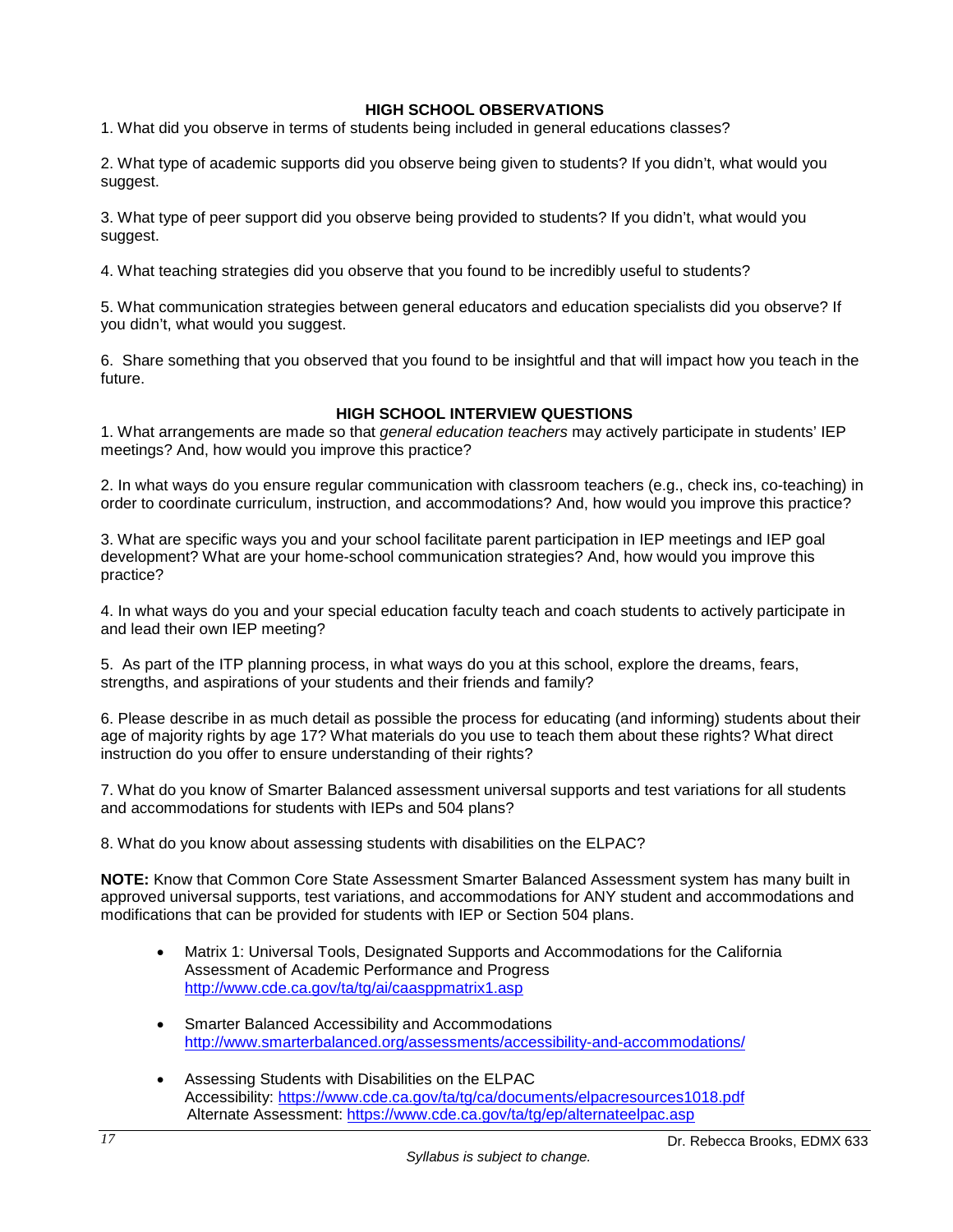## HIGH SCHOOL OBSERVATIONS

1. What did you observe in terms of students being included in general educations classes?

2. What type of academic supports did you observe being given to students? If you didn't, what would you suggest.

3. What type of peer support did you observe being provided to students? If you didn't, what would you suggest.

4. What teaching strategies did you observe that you found to be incredibly useful to students?

5. What communication strategies between general educators and education specialists did you observe? If you didn't, what would you suggest.

6. Share something that you observed that you found to be insightful and that will impact how you teach in the future.

## HIGH SCHOOL INTERVIEW QUESTIONS

1. What arrangements are made so that *general education teachers* may actively participate in students' IEP meetings? And, how would you improve this practice?

2. In what ways do you ensure regular communication with classroom teachers (e.g., check ins, co-teaching) in order to coordinate curriculum, instruction, and accommodations? And, how would you improve this practice?

3. What are specific ways you and your school facilitate parent participation in IEP meetings and IEP goal development? What are your home-school communication strategies? And, how would you improve this practice?

4. In what ways do you and your special education faculty teach and coach students to actively participate in and lead their own IEP meeting?

5. As part of the ITP planning process, in what ways do you at this school, explore the dreams, fears, strengths, and aspirations of your students and their friends and family?

6. Please describe in as much detail as possible the process for educating (and informing) students about their age of majority rights by age 17? What materials do you use to teach them about these rights? What direct instruction do you offer to ensure understanding of their rights?

7. What do you know of Smarter Balanced assessment universal supports and test variations for all students and accommodations for students with IEPs and 504 plans?

8. What do you know about assessing students with disabilities on the ELPAC?

**NOTE:** Know that Common Core State Assessment Smarter Balanced Assessment system has many built in approved universal supports, test variations, and accommodations for ANY student and accommodations and modifications that can be provided for students with IEP or Section 504 plans.

- Matrix 1: Universal Tools, Designated Supports and Accommodations for the California Assessment of Academic Performance and Progress
  http://www.cde.ca.gov/ta/tg/ai/caasppmatrix1.asp

- Smarter Balanced Accessibility and Accommodations
  http://www.smarterbalanced.org/assessments/accessibility-and-accommodations/

- Assessing Students with Disabilities on the ELPAC
  Accessibility: https://www.cde.ca.gov/ta/tg/ca/documents/elpacresources1018.pdf
  Alternate Assessment: https://www.cde.ca.gov/ta/tg/ep/alternateelpac.asp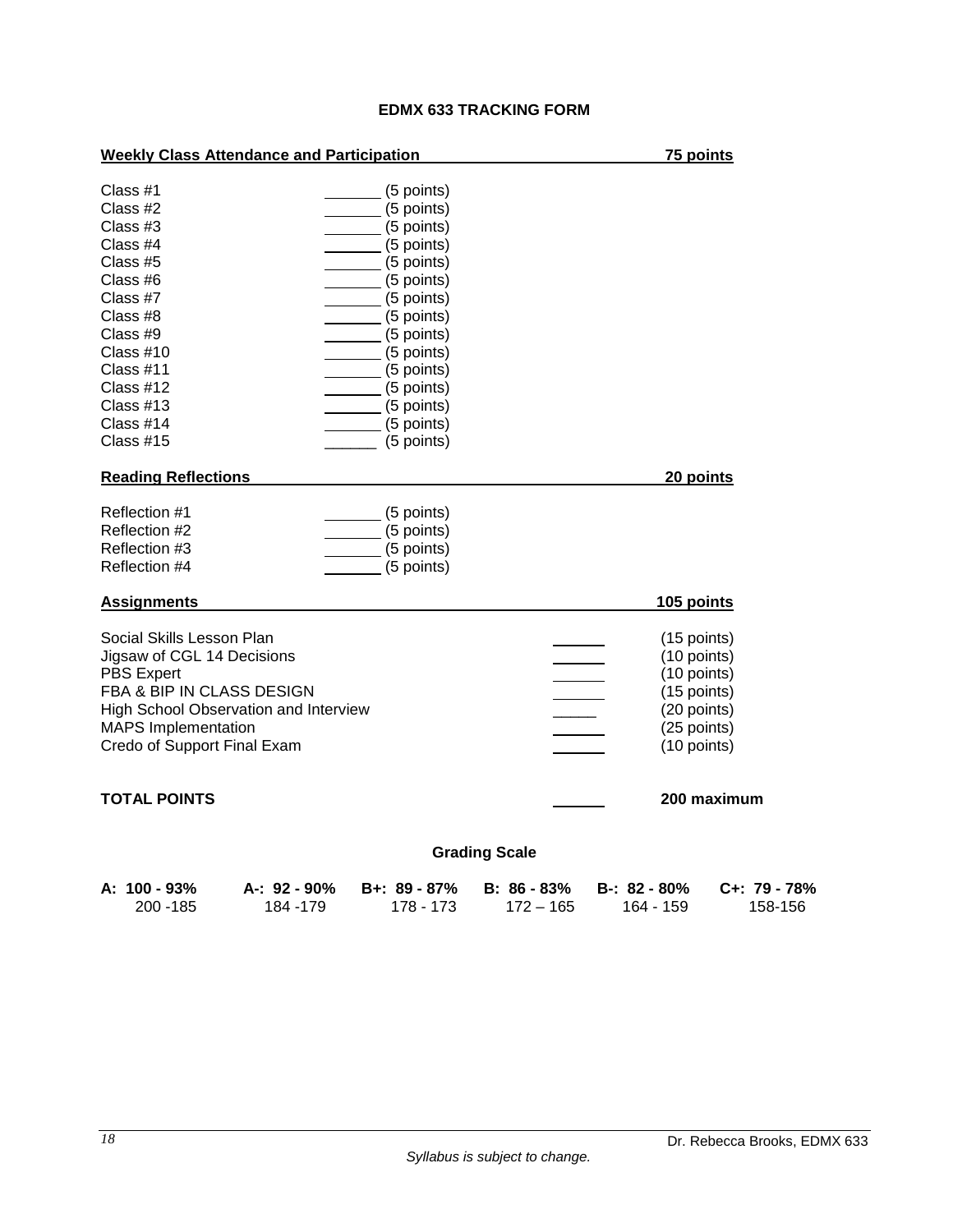### EDMX 633 TRACKING FORM

**Weekly Class Attendance and Participation** **75 points**

| | | |
|---|---|---|
| Class #1 | _______ | (5 points) |
| Class #2 | _______ | (5 points) |
| Class #3 | _______ | (5 points) |
| Class #4 | _______ | (5 points) |
| Class #5 | _______ | (5 points) |
| Class #6 | _______ | (5 points) |
| Class #7 | _______ | (5 points) |
| Class #8 | _______ | (5 points) |
| Class #9 | _______ | (5 points) |
| Class #10 | _______ | (5 points) |
| Class #11 | _______ | (5 points) |
| Class #12 | _______ | (5 points) |
| Class #13 | _______ | (5 points) |
| Class #14 | _______ | (5 points) |
| Class #15 | ______ | (5 points) |

**Reading Reflections** **20 points**

| | | |
|---|---|---|
| Reflection #1 | _______ | (5 points) |
| Reflection #2 | _______ | (5 points) |
| Reflection #3 | _______ | (5 points) |
| Reflection #4 | _______ | (5 points) |

**Assignments** **105 points**

| | | |
|---|---|---|
| Social Skills Lesson Plan | ______ | (15 points) |
| Jigsaw of CGL 14 Decisions | ______ | (10 points) |
| PBS Expert | ______ | (10 points) |
| FBA & BIP IN CLASS DESIGN | ______ | (15 points) |
| High School Observation and Interview | _____ | (20 points) |
| MAPS Implementation | ______ | (25 points) |
| Credo of Support Final Exam | ______ | (10 points) |

**TOTAL POINTS** ______ **200 maximum**

**Grading Scale**

| A: 100 - 93% | A-: 92 - 90% | B+: 89 - 87% | B: 86 - 83% | B-: 82 - 80% | C+: 79 - 78% |
|---|---|---|---|---|---|
| 200 -185 | 184 -179 | 178 - 173 | 172 – 165 | 164 - 159 | 158-156 |

*Syllabus is subject to change.*